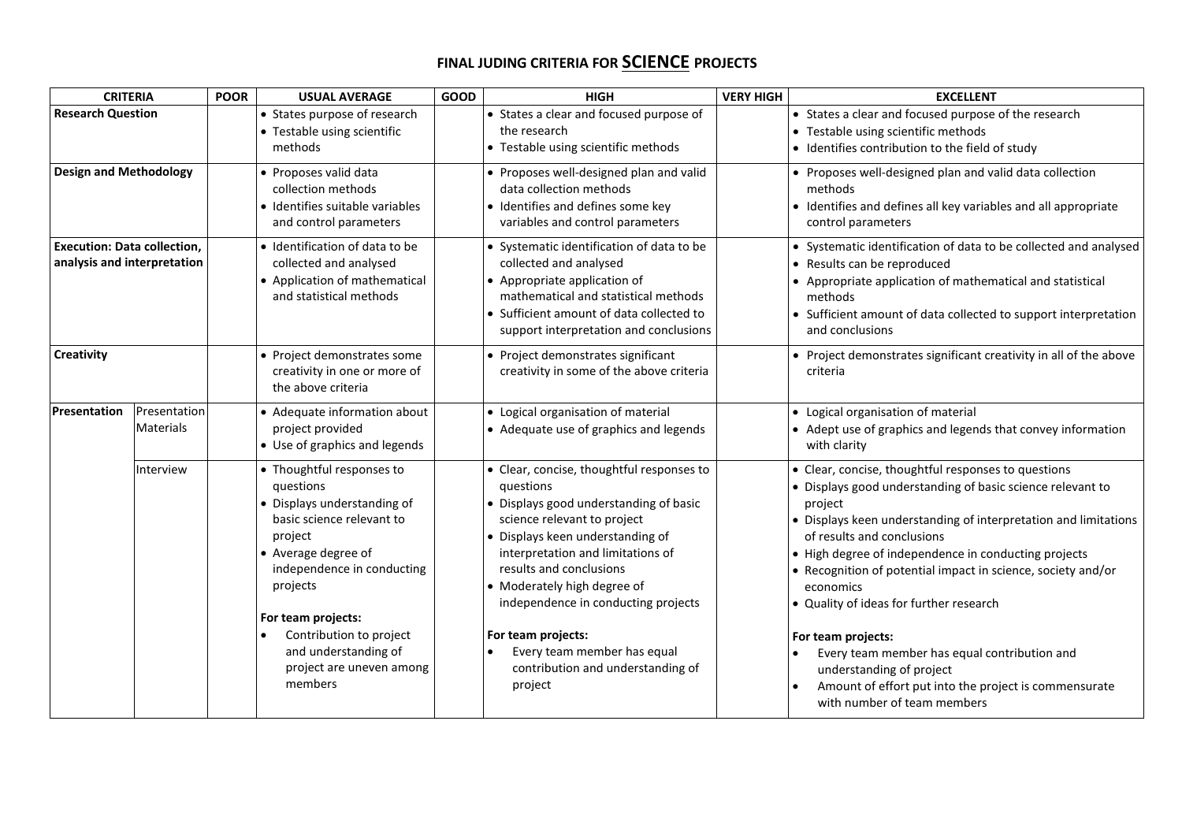# FINAL JUDING CRITERIA FOR SCIENCE PROJECTS

| CRITERIA | | POOR | USUAL AVERAGE | GOOD | HIGH | VERY HIGH | EXCELLENT |
|---|---|---|---|---|---|---|---|
| **Research Question** | | | • States purpose of research<br>• Testable using scientific methods | | • States a clear and focused purpose of the research<br>• Testable using scientific methods | | • States a clear and focused purpose of the research<br>• Testable using scientific methods<br>• Identifies contribution to the field of study |
| **Design and Methodology** | | | • Proposes valid data collection methods<br>• Identifies suitable variables and control parameters | | • Proposes well-designed plan and valid data collection methods<br>• Identifies and defines some key variables and control parameters | | • Proposes well-designed plan and valid data collection methods<br>• Identifies and defines all key variables and all appropriate control parameters |
| **Execution: Data collection, analysis and interpretation** | | | • Identification of data to be collected and analysed<br>• Application of mathematical and statistical methods | | • Systematic identification of data to be collected and analysed<br>• Appropriate application of mathematical and statistical methods<br>• Sufficient amount of data collected to support interpretation and conclusions | | • Systematic identification of data to be collected and analysed<br>• Results can be reproduced<br>• Appropriate application of mathematical and statistical methods<br>• Sufficient amount of data collected to support interpretation and conclusions |
| **Creativity** | | | • Project demonstrates some creativity in one or more of the above criteria | | • Project demonstrates significant creativity in some of the above criteria | | • Project demonstrates significant creativity in all of the above criteria |
| **Presentation** | Presentation Materials | | • Adequate information about project provided<br>• Use of graphics and legends | | • Logical organisation of material<br>• Adequate use of graphics and legends | | • Logical organisation of material<br>• Adept use of graphics and legends that convey information with clarity |
| | Interview | | • Thoughtful responses to questions<br>• Displays understanding of basic science relevant to project<br>• Average degree of independence in conducting projects<br><br>**For team projects:**<br>• Contribution to project and understanding of project are uneven among members | | • Clear, concise, thoughtful responses to questions<br>• Displays good understanding of basic science relevant to project<br>• Displays keen understanding of interpretation and limitations of results and conclusions<br>• Moderately high degree of independence in conducting projects<br><br>**For team projects:**<br>• Every team member has equal contribution and understanding of project | | • Clear, concise, thoughtful responses to questions<br>• Displays good understanding of basic science relevant to project<br>• Displays keen understanding of interpretation and limitations of results and conclusions<br>• High degree of independence in conducting projects<br>• Recognition of potential impact in science, society and/or economics<br>• Quality of ideas for further research<br><br>**For team projects:**<br>• Every team member has equal contribution and understanding of project<br>• Amount of effort put into the project is commensurate with number of team members |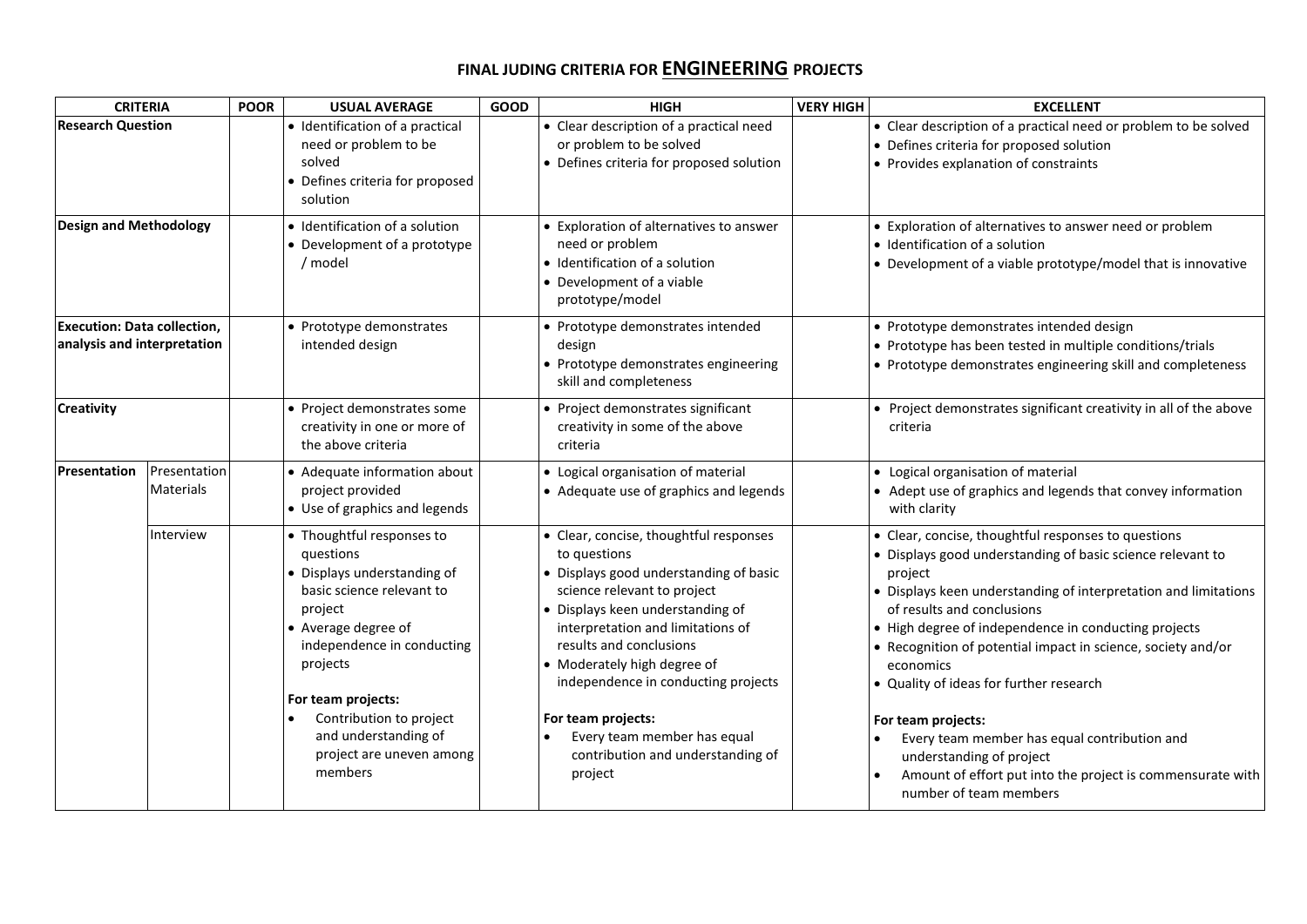# FINAL JUDING CRITERIA FOR ENGINEERING PROJECTS

| CRITERIA | | POOR | USUAL AVERAGE | GOOD | HIGH | VERY HIGH | EXCELLENT |
|---|---|---|---|---|---|---|---|
| **Research Question** | | | • Identification of a practical need or problem to be solved<br>• Defines criteria for proposed solution | | • Clear description of a practical need or problem to be solved<br>• Defines criteria for proposed solution | | • Clear description of a practical need or problem to be solved<br>• Defines criteria for proposed solution<br>• Provides explanation of constraints |
| **Design and Methodology** | | | • Identification of a solution<br>• Development of a prototype / model | | • Exploration of alternatives to answer need or problem<br>• Identification of a solution<br>• Development of a viable prototype/model | | • Exploration of alternatives to answer need or problem<br>• Identification of a solution<br>• Development of a viable prototype/model that is innovative |
| **Execution: Data collection, analysis and interpretation** | | | • Prototype demonstrates intended design | | • Prototype demonstrates intended design<br>• Prototype demonstrates engineering skill and completeness | | • Prototype demonstrates intended design<br>• Prototype has been tested in multiple conditions/trials<br>• Prototype demonstrates engineering skill and completeness |
| **Creativity** | | | • Project demonstrates some creativity in one or more of the above criteria | | • Project demonstrates significant creativity in some of the above criteria | | • Project demonstrates significant creativity in all of the above criteria |
| **Presentation** | Presentation Materials | | • Adequate information about project provided<br>• Use of graphics and legends | | • Logical organisation of material<br>• Adequate use of graphics and legends | | • Logical organisation of material<br>• Adept use of graphics and legends that convey information with clarity |
| | Interview | | • Thoughtful responses to questions<br>• Displays understanding of basic science relevant to project<br>• Average degree of independence in conducting projects<br><br>**For team projects:**<br>• Contribution to project and understanding of project are uneven among members | | • Clear, concise, thoughtful responses to questions<br>• Displays good understanding of basic science relevant to project<br>• Displays keen understanding of interpretation and limitations of results and conclusions<br>• Moderately high degree of independence in conducting projects<br><br>**For team projects:**<br>• Every team member has equal contribution and understanding of project | | • Clear, concise, thoughtful responses to questions<br>• Displays good understanding of basic science relevant to project<br>• Displays keen understanding of interpretation and limitations of results and conclusions<br>• High degree of independence in conducting projects<br>• Recognition of potential impact in science, society and/or economics<br>• Quality of ideas for further research<br><br>**For team projects:**<br>• Every team member has equal contribution and understanding of project<br>• Amount of effort put into the project is commensurate with number of team members |